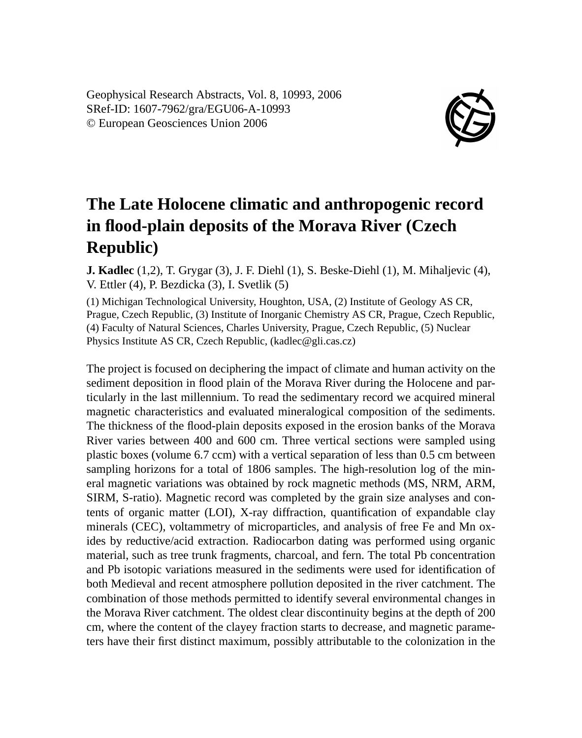Geophysical Research Abstracts, Vol. 8, 10993, 2006
SRef-ID: 1607-7962/gra/EGU06-A-10993
© European Geosciences Union 2006

# The Late Holocene climatic and anthropogenic record in flood-plain deposits of the Morava River (Czech Republic)

**J. Kadlec** (1,2), T. Grygar (3), J. F. Diehl (1), S. Beske-Diehl (1), M. Mihaljevic (4), V. Ettler (4), P. Bezdicka (3), I. Svetlik (5)

(1) Michigan Technological University, Houghton, USA, (2) Institute of Geology AS CR, Prague, Czech Republic, (3) Institute of Inorganic Chemistry AS CR, Prague, Czech Republic, (4) Faculty of Natural Sciences, Charles University, Prague, Czech Republic, (5) Nuclear Physics Institute AS CR, Czech Republic, (kadlec@gli.cas.cz)

The project is focused on deciphering the impact of climate and human activity on the sediment deposition in flood plain of the Morava River during the Holocene and particularly in the last millennium. To read the sedimentary record we acquired mineral magnetic characteristics and evaluated mineralogical composition of the sediments. The thickness of the flood-plain deposits exposed in the erosion banks of the Morava River varies between 400 and 600 cm. Three vertical sections were sampled using plastic boxes (volume 6.7 ccm) with a vertical separation of less than 0.5 cm between sampling horizons for a total of 1806 samples. The high-resolution log of the mineral magnetic variations was obtained by rock magnetic methods (MS, NRM, ARM, SIRM, S-ratio). Magnetic record was completed by the grain size analyses and contents of organic matter (LOI), X-ray diffraction, quantification of expandable clay minerals (CEC), voltammetry of microparticles, and analysis of free Fe and Mn oxides by reductive/acid extraction. Radiocarbon dating was performed using organic material, such as tree trunk fragments, charcoal, and fern. The total Pb concentration and Pb isotopic variations measured in the sediments were used for identification of both Medieval and recent atmosphere pollution deposited in the river catchment. The combination of those methods permitted to identify several environmental changes in the Morava River catchment. The oldest clear discontinuity begins at the depth of 200 cm, where the content of the clayey fraction starts to decrease, and magnetic parameters have their first distinct maximum, possibly attributable to the colonization in the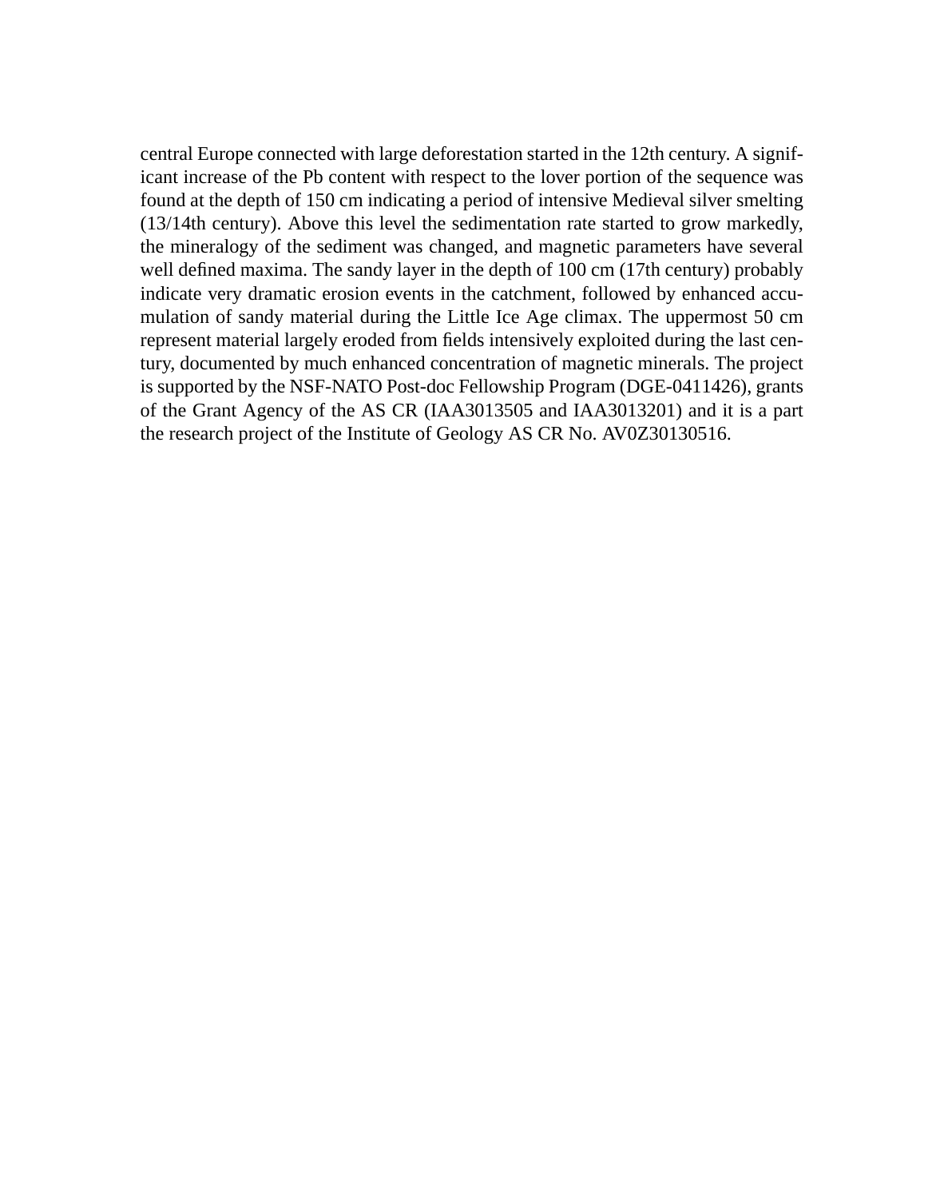central Europe connected with large deforestation started in the 12th century. A significant increase of the Pb content with respect to the lover portion of the sequence was found at the depth of 150 cm indicating a period of intensive Medieval silver smelting (13/14th century). Above this level the sedimentation rate started to grow markedly, the mineralogy of the sediment was changed, and magnetic parameters have several well defined maxima. The sandy layer in the depth of 100 cm (17th century) probably indicate very dramatic erosion events in the catchment, followed by enhanced accumulation of sandy material during the Little Ice Age climax. The uppermost 50 cm represent material largely eroded from fields intensively exploited during the last century, documented by much enhanced concentration of magnetic minerals. The project is supported by the NSF-NATO Post-doc Fellowship Program (DGE-0411426), grants of the Grant Agency of the AS CR (IAA3013505 and IAA3013201) and it is a part the research project of the Institute of Geology AS CR No. AV0Z30130516.